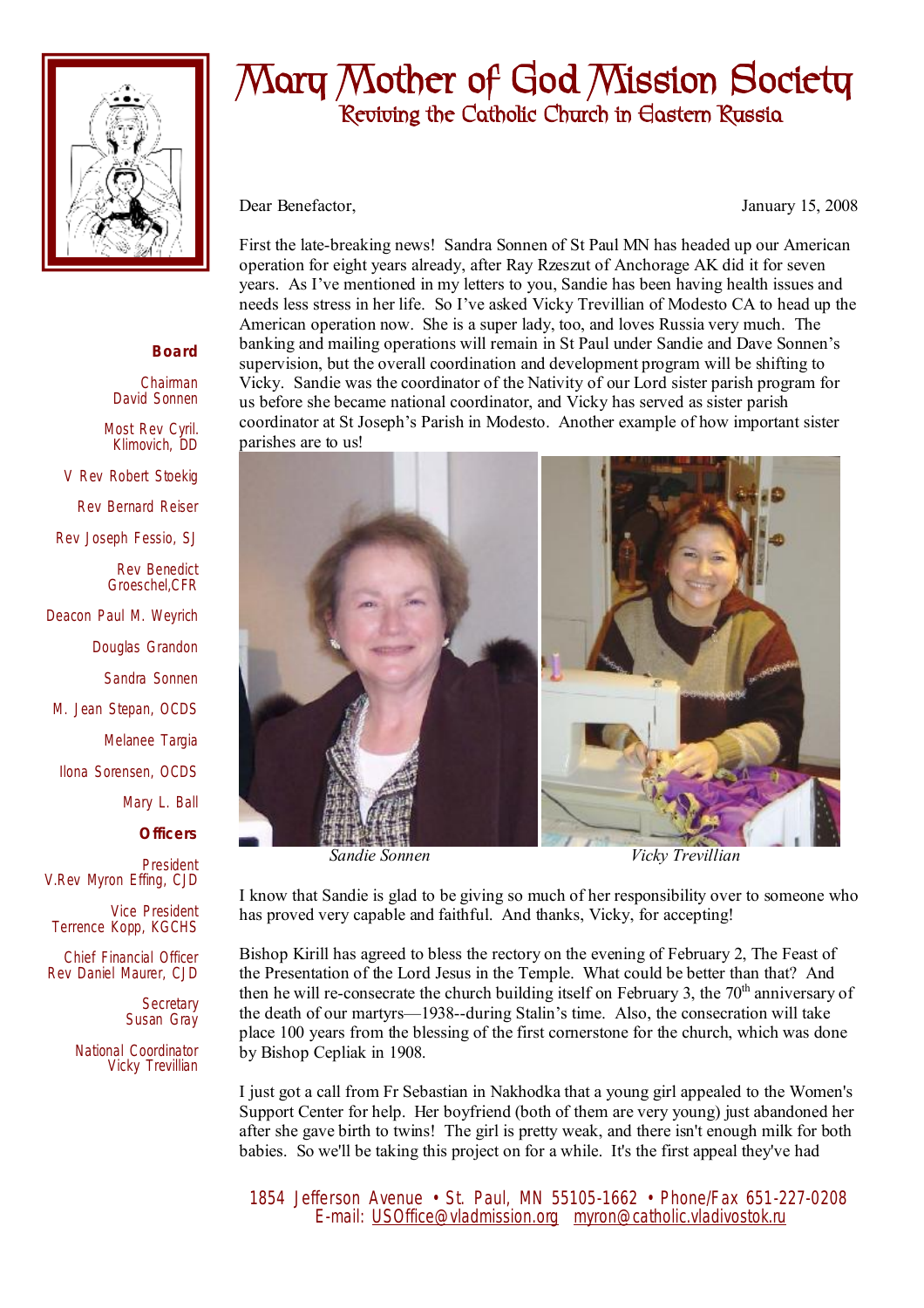# Mary Mother of God Mission Society

## Reviving the Catholic Church in Eastern Russia

**Board**

Chairman
David Sonnen

Most Rev Cyril. Klimovich, DD

V Rev Robert Stoekig

Rev Bernard Reiser

Rev Joseph Fessio, SJ

Rev Benedict Groeschel,CFR

Deacon Paul M. Weyrich

Douglas Grandon

Sandra Sonnen

M. Jean Stepan, OCDS

Melanee Targia

Ilona Sorensen, OCDS

Mary L. Ball

**Officers**

President
V.Rev Myron Effing, CJD

Vice President
Terrence Kopp, KGCHS

Chief Financial Officer
Rev Daniel Maurer, CJD

Secretary
Susan Gray

National Coordinator
Vicky Trevillian

Dear Benefactor,

January 15, 2008

First the late-breaking news! Sandra Sonnen of St Paul MN has headed up our American operation for eight years already, after Ray Rzeszut of Anchorage AK did it for seven years. As I've mentioned in my letters to you, Sandie has been having health issues and needs less stress in her life. So I've asked Vicky Trevillian of Modesto CA to head up the American operation now. She is a super lady, too, and loves Russia very much. The banking and mailing operations will remain in St Paul under Sandie and Dave Sonnen's supervision, but the overall coordination and development program will be shifting to Vicky. Sandie was the coordinator of the Nativity of our Lord sister parish program for us before she became national coordinator, and Vicky has served as sister parish coordinator at St Joseph's Parish in Modesto. Another example of how important sister parishes are to us!

*Sandie Sonnen*

*Vicky Trevillian*

I know that Sandie is glad to be giving so much of her responsibility over to someone who has proved very capable and faithful. And thanks, Vicky, for accepting!

Bishop Kirill has agreed to bless the rectory on the evening of February 2, The Feast of the Presentation of the Lord Jesus in the Temple. What could be better than that? And then he will re-consecrate the church building itself on February 3, the 70th anniversary of the death of our martyrs—1938--during Stalin's time. Also, the consecration will take place 100 years from the blessing of the first cornerstone for the church, which was done by Bishop Cepliak in 1908.

I just got a call from Fr Sebastian in Nakhodka that a young girl appealed to the Women's Support Center for help. Her boyfriend (both of them are very young) just abandoned her after she gave birth to twins! The girl is pretty weak, and there isn't enough milk for both babies. So we'll be taking this project on for a while. It's the first appeal they've had

1854 Jefferson Avenue • St. Paul, MN 55105-1662 • Phone/Fax 651-227-0208
E-mail: USOffice@vladmission.org myron@catholic.vladivostok.ru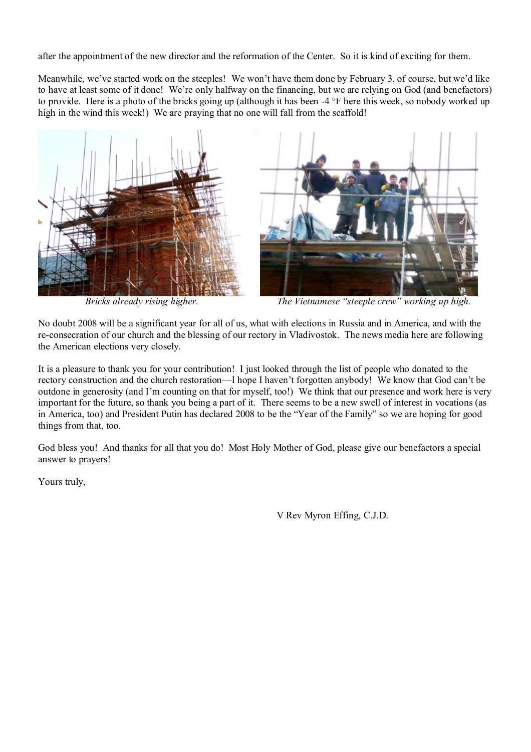after the appointment of the new director and the reformation of the Center. So it is kind of exciting for them.

Meanwhile, we've started work on the steeples! We won't have them done by February 3, of course, but we'd like to have at least some of it done! We're only halfway on the financing, but we are relying on God (and benefactors) to provide. Here is a photo of the bricks going up (although it has been -4 °F here this week, so nobody worked up high in the wind this week!) We are praying that no one will fall from the scaffold!

*Bricks already rising higher.*

*The Vietnamese "steeple crew" working up high.*

No doubt 2008 will be a significant year for all of us, what with elections in Russia and in America, and with the re-consecration of our church and the blessing of our rectory in Vladivostok. The news media here are following the American elections very closely.

It is a pleasure to thank you for your contribution! I just looked through the list of people who donated to the rectory construction and the church restoration—I hope I haven't forgotten anybody! We know that God can't be outdone in generosity (and I'm counting on that for myself, too!) We think that our presence and work here is very important for the future, so thank you being a part of it. There seems to be a new swell of interest in vocations (as in America, too) and President Putin has declared 2008 to be the "Year of the Family" so we are hoping for good things from that, too.

God bless you! And thanks for all that you do! Most Holy Mother of God, please give our benefactors a special answer to prayers!

Yours truly,

V Rev Myron Effing, C.J.D.